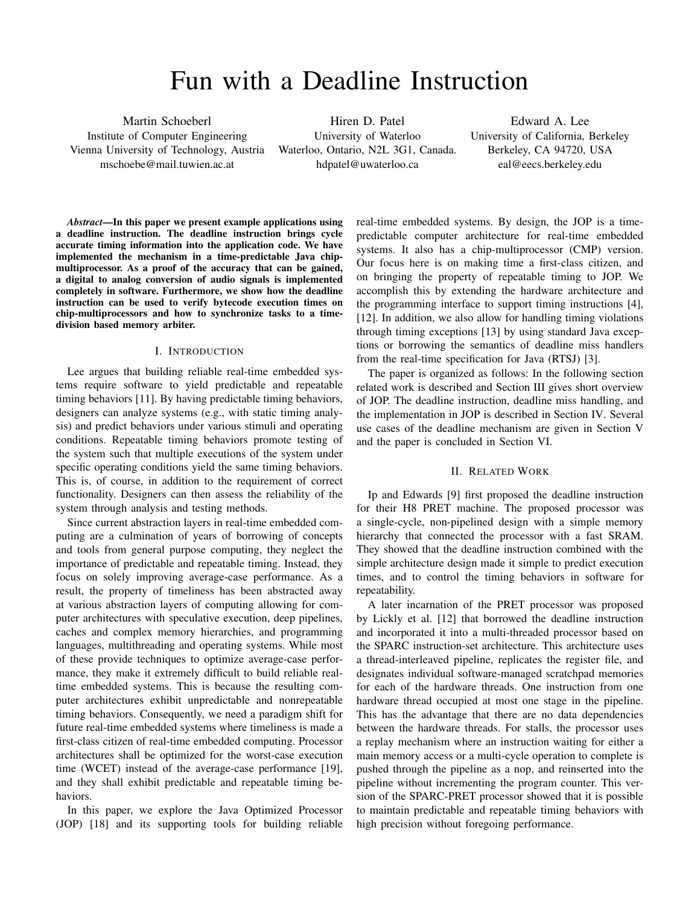# Fun with a Deadline Instruction

Martin Schoeberl
Institute of Computer Engineering
Vienna University of Technology, Austria
mschoebe@mail.tuwien.ac.at

Hiren D. Patel
University of Waterloo
Waterloo, Ontario, N2L 3G1, Canada.
hdpatel@uwaterloo.ca

Edward A. Lee
University of California, Berkeley
Berkeley, CA 94720, USA
eal@eecs.berkeley.edu

***Abstract*—In this paper we present example applications using a deadline instruction. The deadline instruction brings cycle accurate timing information into the application code. We have implemented the mechanism in a time-predictable Java chip-multiprocessor. As a proof of the accuracy that can be gained, a digital to analog conversion of audio signals is implemented completely in software. Furthermore, we show how the deadline instruction can be used to verify bytecode execution times on chip-multiprocessors and how to synchronize tasks to a time-division based memory arbiter.**

## I. Introduction

Lee argues that building reliable real-time embedded systems require software to yield predictable and repeatable timing behaviors [11]. By having predictable timing behaviors, designers can analyze systems (e.g., with static timing analysis) and predict behaviors under various stimuli and operating conditions. Repeatable timing behaviors promote testing of the system such that multiple executions of the system under specific operating conditions yield the same timing behaviors. This is, of course, in addition to the requirement of correct functionality. Designers can then assess the reliability of the system through analysis and testing methods.

Since current abstraction layers in real-time embedded computing are a culmination of years of borrowing of concepts and tools from general purpose computing, they neglect the importance of predictable and repeatable timing. Instead, they focus on solely improving average-case performance. As a result, the property of timeliness has been abstracted away at various abstraction layers of computing allowing for computer architectures with speculative execution, deep pipelines, caches and complex memory hierarchies, and programming languages, multithreading and operating systems. While most of these provide techniques to optimize average-case performance, they make it extremely difficult to build reliable real-time embedded systems. This is because the resulting computer architectures exhibit unpredictable and nonrepeatable timing behaviors. Consequently, we need a paradigm shift for future real-time embedded systems where timeliness is made a first-class citizen of real-time embedded computing. Processor architectures shall be optimized for the worst-case execution time (WCET) instead of the average-case performance [19], and they shall exhibit predictable and repeatable timing behaviors.

In this paper, we explore the Java Optimized Processor (JOP) [18] and its supporting tools for building reliable real-time embedded systems. By design, the JOP is a time-predictable computer architecture for real-time embedded systems. It also has a chip-multiprocessor (CMP) version. Our focus here is on making time a first-class citizen, and on bringing the property of repeatable timing to JOP. We accomplish this by extending the hardware architecture and the programming interface to support timing instructions [4], [12]. In addition, we also allow for handling timing violations through timing exceptions [13] by using standard Java exceptions or borrowing the semantics of deadline miss handlers from the real-time specification for Java (RTSJ) [3].

The paper is organized as follows: In the following section related work is described and Section III gives short overview of JOP. The deadline instruction, deadline miss handling, and the implementation in JOP is described in Section IV. Several use cases of the deadline mechanism are given in Section V and the paper is concluded in Section VI.

## II. Related Work

Ip and Edwards [9] first proposed the deadline instruction for their H8 PRET machine. The proposed processor was a single-cycle, non-pipelined design with a simple memory hierarchy that connected the processor with a fast SRAM. They showed that the deadline instruction combined with the simple architecture design made it simple to predict execution times, and to control the timing behaviors in software for repeatability.

A later incarnation of the PRET processor was proposed by Lickly et al. [12] that borrowed the deadline instruction and incorporated it into a multi-threaded processor based on the SPARC instruction-set architecture. This architecture uses a thread-interleaved pipeline, replicates the register file, and designates individual software-managed scratchpad memories for each of the hardware threads. One instruction from one hardware thread occupied at most one stage in the pipeline. This has the advantage that there are no data dependencies between the hardware threads. For stalls, the processor uses a replay mechanism where an instruction waiting for either a main memory access or a multi-cycle operation to complete is pushed through the pipeline as a nop, and reinserted into the pipeline without incrementing the program counter. This version of the SPARC-PRET processor showed that it is possible to maintain predictable and repeatable timing behaviors with high precision without foregoing performance.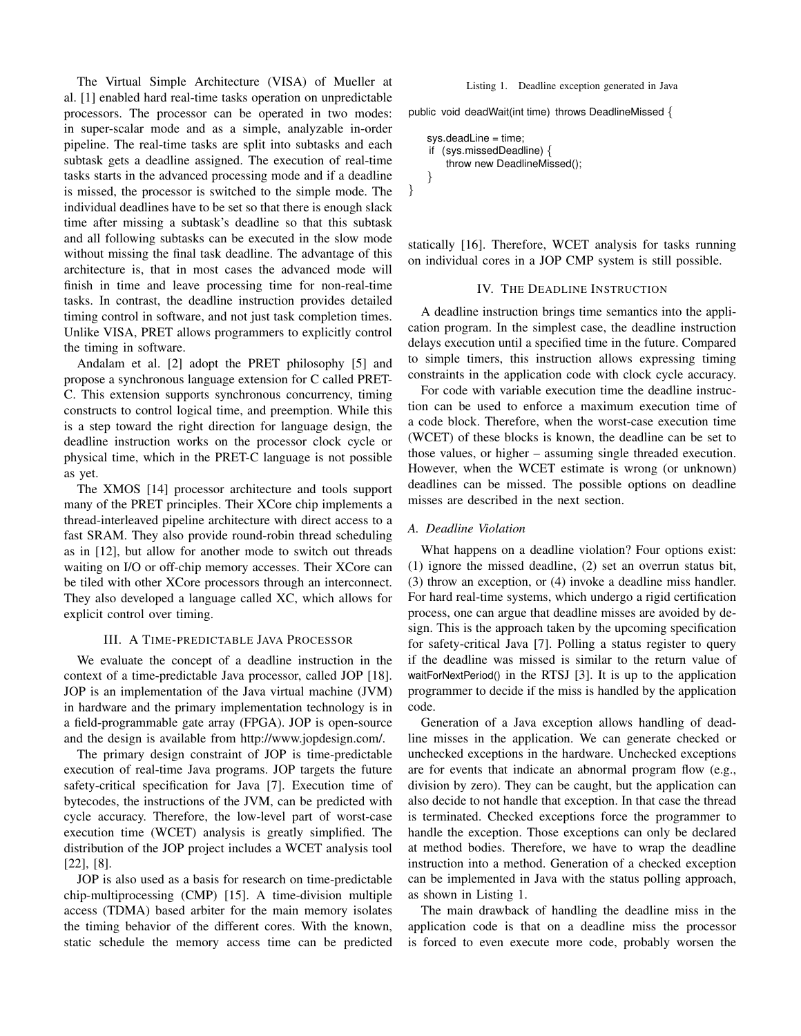The Virtual Simple Architecture (VISA) of Mueller at al. [1] enabled hard real-time tasks operation on unpredictable processors. The processor can be operated in two modes: in super-scalar mode and as a simple, analyzable in-order pipeline. The real-time tasks are split into subtasks and each subtask gets a deadline assigned. The execution of real-time tasks starts in the advanced processing mode and if a deadline is missed, the processor is switched to the simple mode. The individual deadlines have to be set so that there is enough slack time after missing a subtask's deadline so that this subtask and all following subtasks can be executed in the slow mode without missing the final task deadline. The advantage of this architecture is, that in most cases the advanced mode will finish in time and leave processing time for non-real-time tasks. In contrast, the deadline instruction provides detailed timing control in software, and not just task completion times. Unlike VISA, PRET allows programmers to explicitly control the timing in software.

Andalam et al. [2] adopt the PRET philosophy [5] and propose a synchronous language extension for C called PRET-C. This extension supports synchronous concurrency, timing constructs to control logical time, and preemption. While this is a step toward the right direction for language design, the deadline instruction works on the processor clock cycle or physical time, which in the PRET-C language is not possible as yet.

The XMOS [14] processor architecture and tools support many of the PRET principles. Their XCore chip implements a thread-interleaved pipeline architecture with direct access to a fast SRAM. They also provide round-robin thread scheduling as in [12], but allow for another mode to switch out threads waiting on I/O or off-chip memory accesses. Their XCore can be tiled with other XCore processors through an interconnect. They also developed a language called XC, which allows for explicit control over timing.

## III. A Time-predictable Java Processor

We evaluate the concept of a deadline instruction in the context of a time-predictable Java processor, called JOP [18]. JOP is an implementation of the Java virtual machine (JVM) in hardware and the primary implementation technology is in a field-programmable gate array (FPGA). JOP is open-source and the design is available from http://www.jopdesign.com/.

The primary design constraint of JOP is time-predictable execution of real-time Java programs. JOP targets the future safety-critical specification for Java [7]. Execution time of bytecodes, the instructions of the JVM, can be predicted with cycle accuracy. Therefore, the low-level part of worst-case execution time (WCET) analysis is greatly simplified. The distribution of the JOP project includes a WCET analysis tool [22], [8].

JOP is also used as a basis for research on time-predictable chip-multiprocessing (CMP) [15]. A time-division multiple access (TDMA) based arbiter for the main memory isolates the timing behavior of the different cores. With the known, static schedule the memory access time can be predicted statically [16]. Therefore, WCET analysis for tasks running on individual cores in a JOP CMP system is still possible.

Listing 1. Deadline exception generated in Java

```
public void deadWait(int time) throws DeadlineMissed {

    sys.deadLine = time;
    if (sys.missedDeadline) {
        throw new DeadlineMissed();
    }
}
```

## IV. The Deadline Instruction

A deadline instruction brings time semantics into the application program. In the simplest case, the deadline instruction delays execution until a specified time in the future. Compared to simple timers, this instruction allows expressing timing constraints in the application code with clock cycle accuracy.

For code with variable execution time the deadline instruction can be used to enforce a maximum execution time of a code block. Therefore, when the worst-case execution time (WCET) of these blocks is known, the deadline can be set to those values, or higher – assuming single threaded execution. However, when the WCET estimate is wrong (or unknown) deadlines can be missed. The possible options on deadline misses are described in the next section.

### A. Deadline Violation

What happens on a deadline violation? Four options exist: (1) ignore the missed deadline, (2) set an overrun status bit, (3) throw an exception, or (4) invoke a deadline miss handler. For hard real-time systems, which undergo a rigid certification process, one can argue that deadline misses are avoided by design. This is the approach taken by the upcoming specification for safety-critical Java [7]. Polling a status register to query if the deadline was missed is similar to the return value of waitForNextPeriod() in the RTSJ [3]. It is up to the application programmer to decide if the miss is handled by the application code.

Generation of a Java exception allows handling of deadline misses in the application. We can generate checked or unchecked exceptions in the hardware. Unchecked exceptions are for events that indicate an abnormal program flow (e.g., division by zero). They can be caught, but the application can also decide to not handle that exception. In that case the thread is terminated. Checked exceptions force the programmer to handle the exception. Those exceptions can only be declared at method bodies. Therefore, we have to wrap the deadline instruction into a method. Generation of a checked exception can be implemented in Java with the status polling approach, as shown in Listing 1.

The main drawback of handling the deadline miss in the application code is that on a deadline miss the processor is forced to even execute more code, probably worsen the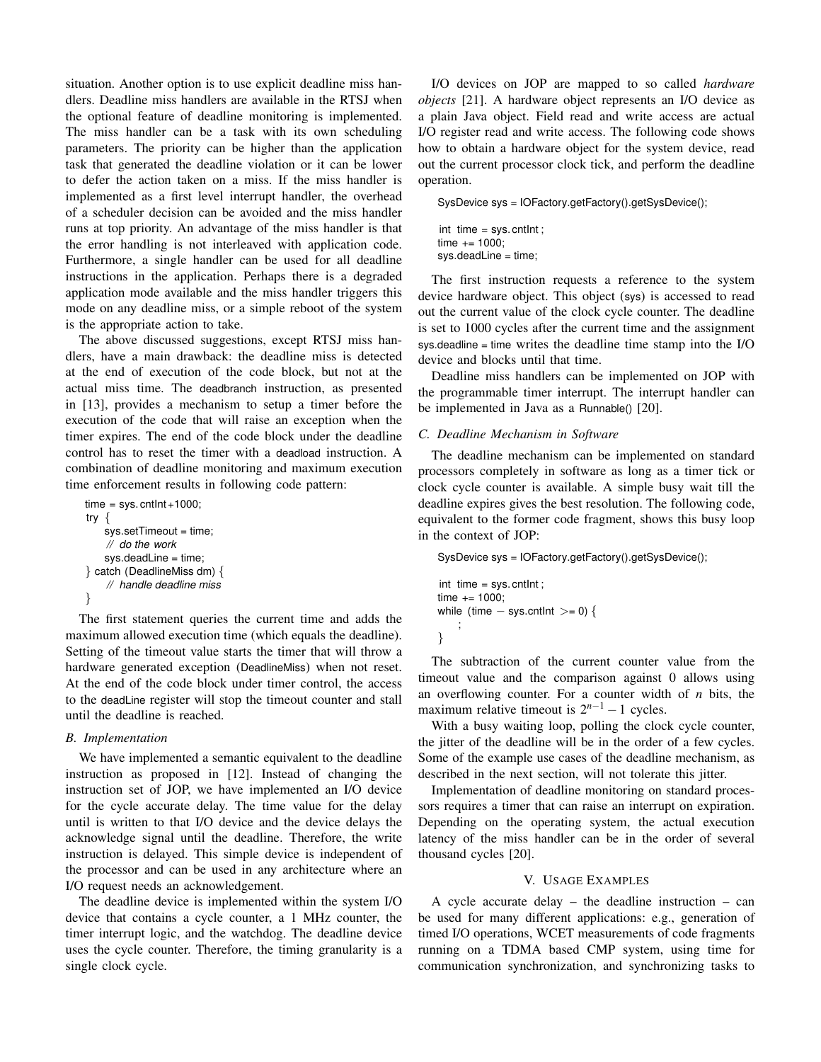situation. Another option is to use explicit deadline miss handlers. Deadline miss handlers are available in the RTSJ when the optional feature of deadline monitoring is implemented. The miss handler can be a task with its own scheduling parameters. The priority can be higher than the application task that generated the deadline violation or it can be lower to defer the action taken on a miss. If the miss handler is implemented as a first level interrupt handler, the overhead of a scheduler decision can be avoided and the miss handler runs at top priority. An advantage of the miss handler is that the error handling is not interleaved with application code. Furthermore, a single handler can be used for all deadline instructions in the application. Perhaps there is a degraded application mode available and the miss handler triggers this mode on any deadline miss, or a simple reboot of the system is the appropriate action to take.

The above discussed suggestions, except RTSJ miss handlers, have a main drawback: the deadline miss is detected at the end of execution of the code block, but not at the actual miss time. The deadbranch instruction, as presented in [13], provides a mechanism to setup a timer before the execution of the code that will raise an exception when the timer expires. The end of the code block under the deadline control has to reset the timer with a deadload instruction. A combination of deadline monitoring and maximum execution time enforcement results in following code pattern:

```
time = sys.cntInt+1000;
try {
    sys.setTimeout = time;
    // do the work
    sys.deadLine = time;
} catch (DeadlineMiss dm) {
    // handle deadline miss
}
```

The first statement queries the current time and adds the maximum allowed execution time (which equals the deadline). Setting of the timeout value starts the timer that will throw a hardware generated exception (DeadlineMiss) when not reset. At the end of the code block under timer control, the access to the deadLine register will stop the timeout counter and stall until the deadline is reached.

### B. Implementation

We have implemented a semantic equivalent to the deadline instruction as proposed in [12]. Instead of changing the instruction set of JOP, we have implemented an I/O device for the cycle accurate delay. The time value for the delay until is written to that I/O device and the device delays the acknowledge signal until the deadline. Therefore, the write instruction is delayed. This simple device is independent of the processor and can be used in any architecture where an I/O request needs an acknowledgement.

The deadline device is implemented within the system I/O device that contains a cycle counter, a 1 MHz counter, the timer interrupt logic, and the watchdog. The deadline device uses the cycle counter. Therefore, the timing granularity is a single clock cycle.

I/O devices on JOP are mapped to so called *hardware objects* [21]. A hardware object represents an I/O device as a plain Java object. Field read and write access are actual I/O register read and write access. The following code shows how to obtain a hardware object for the system device, read out the current processor clock tick, and perform the deadline operation.

```
SysDevice sys = IOFactory.getFactory().getSysDevice();

int time = sys.cntInt;
time += 1000;
sys.deadLine = time;
```

The first instruction requests a reference to the system device hardware object. This object (sys) is accessed to read out the current value of the clock cycle counter. The deadline is set to 1000 cycles after the current time and the assignment sys.deadline = time writes the deadline time stamp into the I/O device and blocks until that time.

Deadline miss handlers can be implemented on JOP with the programmable timer interrupt. The interrupt handler can be implemented in Java as a Runnable() [20].

### C. Deadline Mechanism in Software

The deadline mechanism can be implemented on standard processors completely in software as long as a timer tick or clock cycle counter is available. A simple busy wait till the deadline expires gives the best resolution. The following code, equivalent to the former code fragment, shows this busy loop in the context of JOP:

```
SysDevice sys = IOFactory.getFactory().getSysDevice();

int time = sys.cntInt;
time += 1000;
while (time − sys.cntInt >= 0) {
    ;
}
```

The subtraction of the current counter value from the timeout value and the comparison against 0 allows using an overflowing counter. For a counter width of $n$ bits, the maximum relative timeout is $2^{n-1} - 1$ cycles.

With a busy waiting loop, polling the clock cycle counter, the jitter of the deadline will be in the order of a few cycles. Some of the example use cases of the deadline mechanism, as described in the next section, will not tolerate this jitter.

Implementation of deadline monitoring on standard processors requires a timer that can raise an interrupt on expiration. Depending on the operating system, the actual execution latency of the miss handler can be in the order of several thousand cycles [20].

## V. Usage Examples

A cycle accurate delay – the deadline instruction – can be used for many different applications: e.g., generation of timed I/O operations, WCET measurements of code fragments running on a TDMA based CMP system, using time for communication synchronization, and synchronizing tasks to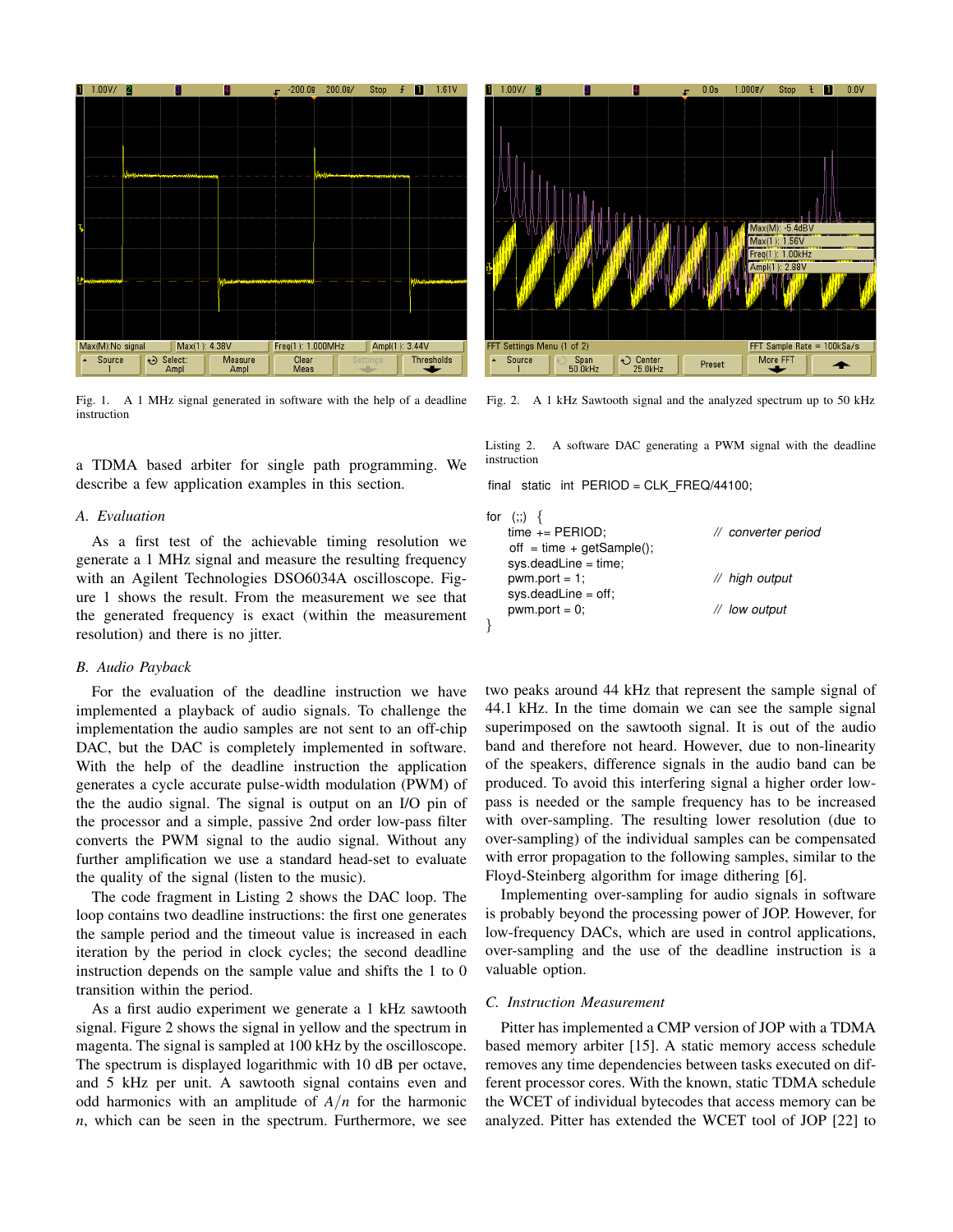Fig. 1. A 1 MHz signal generated in software with the help of a deadline instruction

Fig. 2. A 1 kHz Sawtooth signal and the analyzed spectrum up to 50 kHz

a TDMA based arbiter for single path programming. We describe a few application examples in this section.

### A. Evaluation

As a first test of the achievable timing resolution we generate a 1 MHz signal and measure the resulting frequency with an Agilent Technologies DSO6034A oscilloscope. Figure 1 shows the result. From the measurement we see that the generated frequency is exact (within the measurement resolution) and there is no jitter.

### B. Audio Payback

For the evaluation of the deadline instruction we have implemented a playback of audio signals. To challenge the implementation the audio samples are not sent to an off-chip DAC, but the DAC is completely implemented in software. With the help of the deadline instruction the application generates a cycle accurate pulse-width modulation (PWM) of the the audio signal. The signal is output on an I/O pin of the processor and a simple, passive 2nd order low-pass filter converts the PWM signal to the audio signal. Without any further amplification we use a standard head-set to evaluate the quality of the signal (listen to the music).

The code fragment in Listing 2 shows the DAC loop. The loop contains two deadline instructions: the first one generates the sample period and the timeout value is increased in each iteration by the period in clock cycles; the second deadline instruction depends on the sample value and shifts the 1 to 0 transition within the period.

As a first audio experiment we generate a 1 kHz sawtooth signal. Figure 2 shows the signal in yellow and the spectrum in magenta. The signal is sampled at 100 kHz by the oscilloscope. The spectrum is displayed logarithmic with 10 dB per octave, and 5 kHz per unit. A sawtooth signal contains even and odd harmonics with an amplitude of $A/n$ for the harmonic $n$, which can be seen in the spectrum. Furthermore, we see

Listing 2. A software DAC generating a PWM signal with the deadline instruction

```
final static int PERIOD = CLK_FREQ/44100;

for (;;) {
    time += PERIOD;                    // converter period
    off = time + getSample();
    sys.deadLine = time;
    pwm.port = 1;                      // high output
    sys.deadLine = off;
    pwm.port = 0;                      // low output
}
```

two peaks around 44 kHz that represent the sample signal of 44.1 kHz. In the time domain we can see the sample signal superimposed on the sawtooth signal. It is out of the audio band and therefore not heard. However, due to non-linearity of the speakers, difference signals in the audio band can be produced. To avoid this interfering signal a higher order low-pass is needed or the sample frequency has to be increased with over-sampling. The resulting lower resolution (due to over-sampling) of the individual samples can be compensated with error propagation to the following samples, similar to the Floyd-Steinberg algorithm for image dithering [6].

Implementing over-sampling for audio signals in software is probably beyond the processing power of JOP. However, for low-frequency DACs, which are used in control applications, over-sampling and the use of the deadline instruction is a valuable option.

### C. Instruction Measurement

Pitter has implemented a CMP version of JOP with a TDMA based memory arbiter [15]. A static memory access schedule removes any time dependencies between tasks executed on different processor cores. With the known, static TDMA schedule the WCET of individual bytecodes that access memory can be analyzed. Pitter has extended the WCET tool of JOP [22] to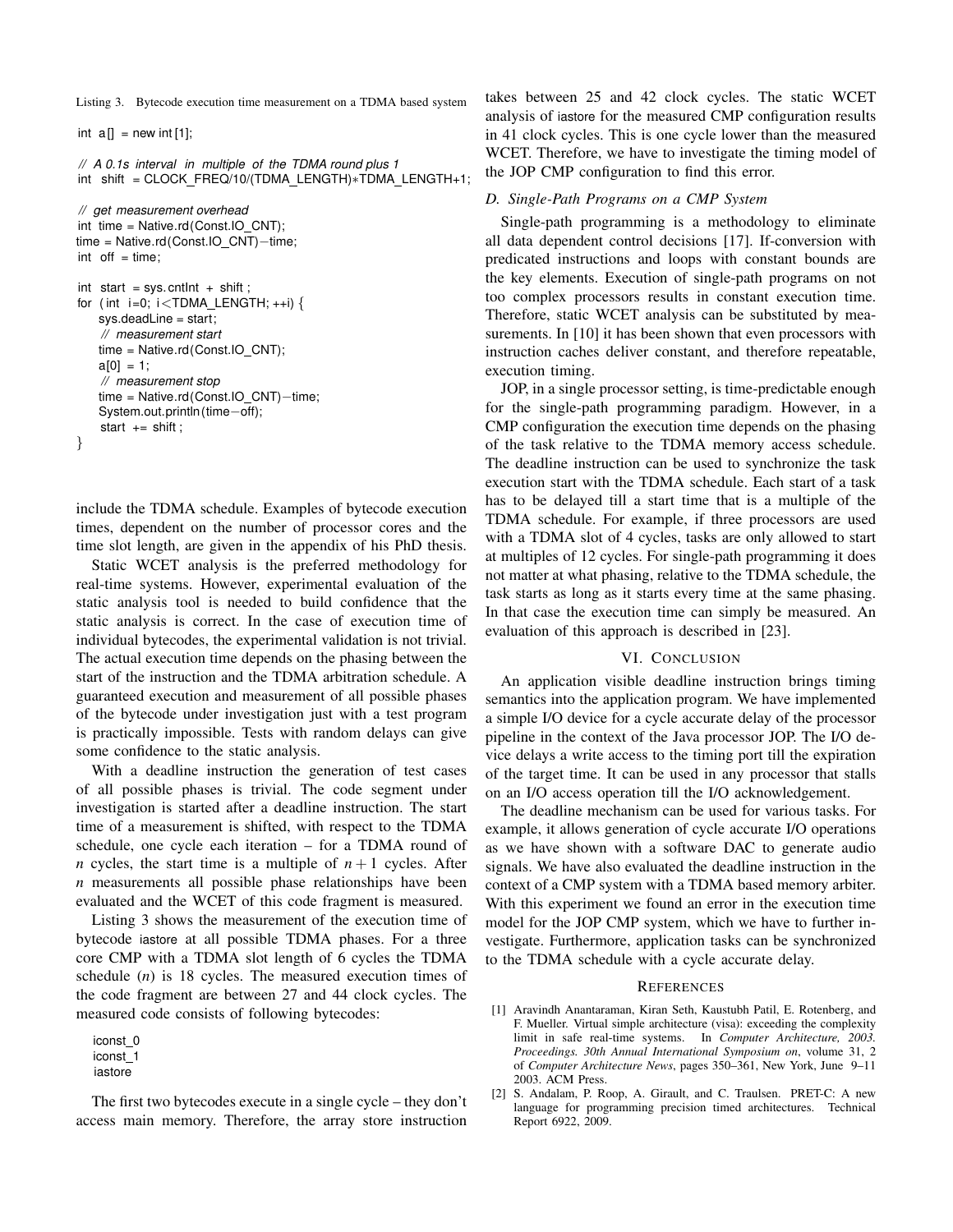Listing 3. Bytecode execution time measurement on a TDMA based system

```
int a[] = new int[1];

// A 0.1s interval in multiple of the TDMA round plus 1
int shift = CLOCK_FREQ/10/(TDMA_LENGTH)*TDMA_LENGTH+1;

// get measurement overhead
int time = Native.rd(Const.IO_CNT);
time = Native.rd(Const.IO_CNT)−time;
int off = time;

int start = sys.cntInt + shift;
for (int i=0; i<TDMA_LENGTH; ++i) {
    sys.deadLine = start;
    // measurement start
    time = Native.rd(Const.IO_CNT);
    a[0] = 1;
    // measurement stop
    time = Native.rd(Const.IO_CNT)−time;
    System.out.println(time−off);
    start += shift;
}
```

include the TDMA schedule. Examples of bytecode execution times, dependent on the number of processor cores and the time slot length, are given in the appendix of his PhD thesis.

Static WCET analysis is the preferred methodology for real-time systems. However, experimental evaluation of the static analysis tool is needed to build confidence that the static analysis is correct. In the case of execution time of individual bytecodes, the experimental validation is not trivial. The actual execution time depends on the phasing between the start of the instruction and the TDMA arbitration schedule. A guaranteed execution and measurement of all possible phases of the bytecode under investigation just with a test program is practically impossible. Tests with random delays can give some confidence to the static analysis.

With a deadline instruction the generation of test cases of all possible phases is trivial. The code segment under investigation is started after a deadline instruction. The start time of a measurement is shifted, with respect to the TDMA schedule, one cycle each iteration – for a TDMA round of $n$ cycles, the start time is a multiple of $n+1$ cycles. After $n$ measurements all possible phase relationships have been evaluated and the WCET of this code fragment is measured.

Listing 3 shows the measurement of the execution time of bytecode iastore at all possible TDMA phases. For a three core CMP with a TDMA slot length of 6 cycles the TDMA schedule ($n$) is 18 cycles. The measured execution times of the code fragment are between 27 and 44 clock cycles. The measured code consists of following bytecodes:

```
iconst_0
iconst_1
iastore
```

The first two bytecodes execute in a single cycle – they don't access main memory. Therefore, the array store instruction takes between 25 and 42 clock cycles. The static WCET analysis of iastore for the measured CMP configuration results in 41 clock cycles. This is one cycle lower than the measured WCET. Therefore, we have to investigate the timing model of the JOP CMP configuration to find this error.

### D. Single-Path Programs on a CMP System

Single-path programming is a methodology to eliminate all data dependent control decisions [17]. If-conversion with predicated instructions and loops with constant bounds are the key elements. Execution of single-path programs on not too complex processors results in constant execution time. Therefore, static WCET analysis can be substituted by measurements. In [10] it has been shown that even processors with instruction caches deliver constant, and therefore repeatable, execution timing.

JOP, in a single processor setting, is time-predictable enough for the single-path programming paradigm. However, in a CMP configuration the execution time depends on the phasing of the task relative to the TDMA memory access schedule. The deadline instruction can be used to synchronize the task execution start with the TDMA schedule. Each start of a task has to be delayed till a start time that is a multiple of the TDMA schedule. For example, if three processors are used with a TDMA slot of 4 cycles, tasks are only allowed to start at multiples of 12 cycles. For single-path programming it does not matter at what phasing, relative to the TDMA schedule, the task starts as long as it starts every time at the same phasing. In that case the execution time can simply be measured. An evaluation of this approach is described in [23].

## VI. Conclusion

An application visible deadline instruction brings timing semantics into the application program. We have implemented a simple I/O device for a cycle accurate delay of the processor pipeline in the context of the Java processor JOP. The I/O device delays a write access to the timing port till the expiration of the target time. It can be used in any processor that stalls on an I/O access operation till the I/O acknowledgement.

The deadline mechanism can be used for various tasks. For example, it allows generation of cycle accurate I/O operations as we have shown with a software DAC to generate audio signals. We have also evaluated the deadline instruction in the context of a CMP system with a TDMA based memory arbiter. With this experiment we found an error in the execution time model for the JOP CMP system, which we have to further investigate. Furthermore, application tasks can be synchronized to the TDMA schedule with a cycle accurate delay.

## References

[1] Aravindh Anantaraman, Kiran Seth, Kaustubh Patil, E. Rotenberg, and F. Mueller. Virtual simple architecture (visa): exceeding the complexity limit in safe real-time systems. In *Computer Architecture, 2003. Proceedings. 30th Annual International Symposium on*, volume 31, 2 of *Computer Architecture News*, pages 350–361, New York, June 9–11 2003. ACM Press.

[2] S. Andalam, P. Roop, A. Girault, and C. Traulsen. PRET-C: A new language for programming precision timed architectures. Technical Report 6922, 2009.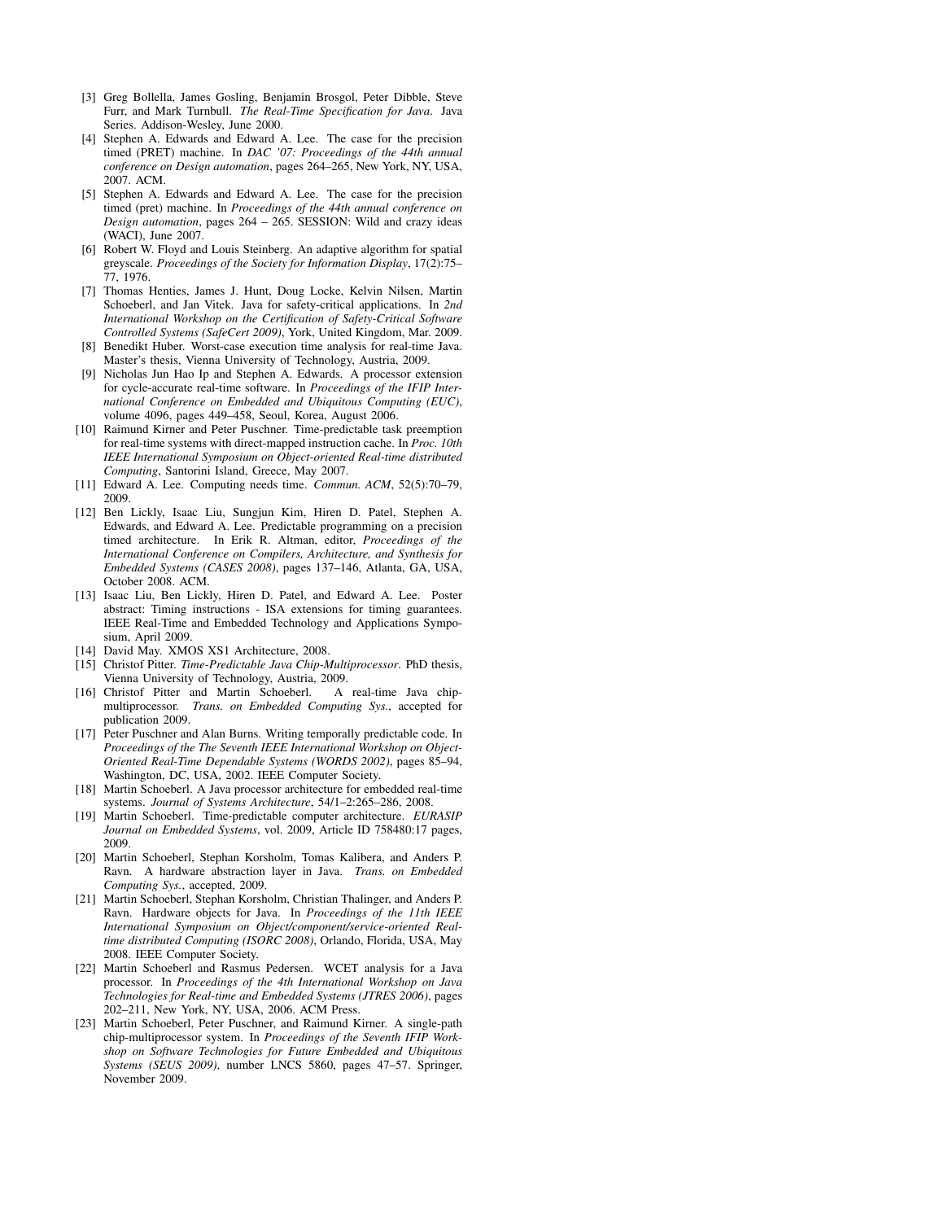[3] Greg Bollella, James Gosling, Benjamin Brosgol, Peter Dibble, Steve Furr, and Mark Turnbull. *The Real-Time Specification for Java*. Java Series. Addison-Wesley, June 2000.

[4] Stephen A. Edwards and Edward A. Lee. The case for the precision timed (PRET) machine. In *DAC '07: Proceedings of the 44th annual conference on Design automation*, pages 264–265, New York, NY, USA, 2007. ACM.

[5] Stephen A. Edwards and Edward A. Lee. The case for the precision timed (pret) machine. In *Proceedings of the 44th annual conference on Design automation*, pages 264 – 265. SESSION: Wild and crazy ideas (WACI), June 2007.

[6] Robert W. Floyd and Louis Steinberg. An adaptive algorithm for spatial greyscale. *Proceedings of the Society for Information Display*, 17(2):75–77, 1976.

[7] Thomas Henties, James J. Hunt, Doug Locke, Kelvin Nilsen, Martin Schoeberl, and Jan Vitek. Java for safety-critical applications. In *2nd International Workshop on the Certification of Safety-Critical Software Controlled Systems (SafeCert 2009)*, York, United Kingdom, Mar. 2009.

[8] Benedikt Huber. Worst-case execution time analysis for real-time Java. Master's thesis, Vienna University of Technology, Austria, 2009.

[9] Nicholas Jun Hao Ip and Stephen A. Edwards. A processor extension for cycle-accurate real-time software. In *Proceedings of the IFIP International Conference on Embedded and Ubiquitous Computing (EUC)*, volume 4096, pages 449–458, Seoul, Korea, August 2006.

[10] Raimund Kirner and Peter Puschner. Time-predictable task preemption for real-time systems with direct-mapped instruction cache. In *Proc. 10th IEEE International Symposium on Object-oriented Real-time distributed Computing*, Santorini Island, Greece, May 2007.

[11] Edward A. Lee. Computing needs time. *Commun. ACM*, 52(5):70–79, 2009.

[12] Ben Lickly, Isaac Liu, Sungjun Kim, Hiren D. Patel, Stephen A. Edwards, and Edward A. Lee. Predictable programming on a precision timed architecture. In Erik R. Altman, editor, *Proceedings of the International Conference on Compilers, Architecture, and Synthesis for Embedded Systems (CASES 2008)*, pages 137–146, Atlanta, GA, USA, October 2008. ACM.

[13] Isaac Liu, Ben Lickly, Hiren D. Patel, and Edward A. Lee. Poster abstract: Timing instructions - ISA extensions for timing guarantees. IEEE Real-Time and Embedded Technology and Applications Symposium, April 2009.

[14] David May. XMOS XS1 Architecture, 2008.

[15] Christof Pitter. *Time-Predictable Java Chip-Multiprocessor*. PhD thesis, Vienna University of Technology, Austria, 2009.

[16] Christof Pitter and Martin Schoeberl. A real-time Java chip-multiprocessor. *Trans. on Embedded Computing Sys.*, accepted for publication 2009.

[17] Peter Puschner and Alan Burns. Writing temporally predictable code. In *Proceedings of the The Seventh IEEE International Workshop on Object-Oriented Real-Time Dependable Systems (WORDS 2002)*, pages 85–94, Washington, DC, USA, 2002. IEEE Computer Society.

[18] Martin Schoeberl. A Java processor architecture for embedded real-time systems. *Journal of Systems Architecture*, 54/1–2:265–286, 2008.

[19] Martin Schoeberl. Time-predictable computer architecture. *EURASIP Journal on Embedded Systems*, vol. 2009, Article ID 758480:17 pages, 2009.

[20] Martin Schoeberl, Stephan Korsholm, Tomas Kalibera, and Anders P. Ravn. A hardware abstraction layer in Java. *Trans. on Embedded Computing Sys.*, accepted, 2009.

[21] Martin Schoeberl, Stephan Korsholm, Christian Thalinger, and Anders P. Ravn. Hardware objects for Java. In *Proceedings of the 11th IEEE International Symposium on Object/component/service-oriented Real-time distributed Computing (ISORC 2008)*, Orlando, Florida, USA, May 2008. IEEE Computer Society.

[22] Martin Schoeberl and Rasmus Pedersen. WCET analysis for a Java processor. In *Proceedings of the 4th International Workshop on Java Technologies for Real-time and Embedded Systems (JTRES 2006)*, pages 202–211, New York, NY, USA, 2006. ACM Press.

[23] Martin Schoeberl, Peter Puschner, and Raimund Kirner. A single-path chip-multiprocessor system. In *Proceedings of the Seventh IFIP Workshop on Software Technologies for Future Embedded and Ubiquitous Systems (SEUS 2009)*, number LNCS 5860, pages 47–57. Springer, November 2009.